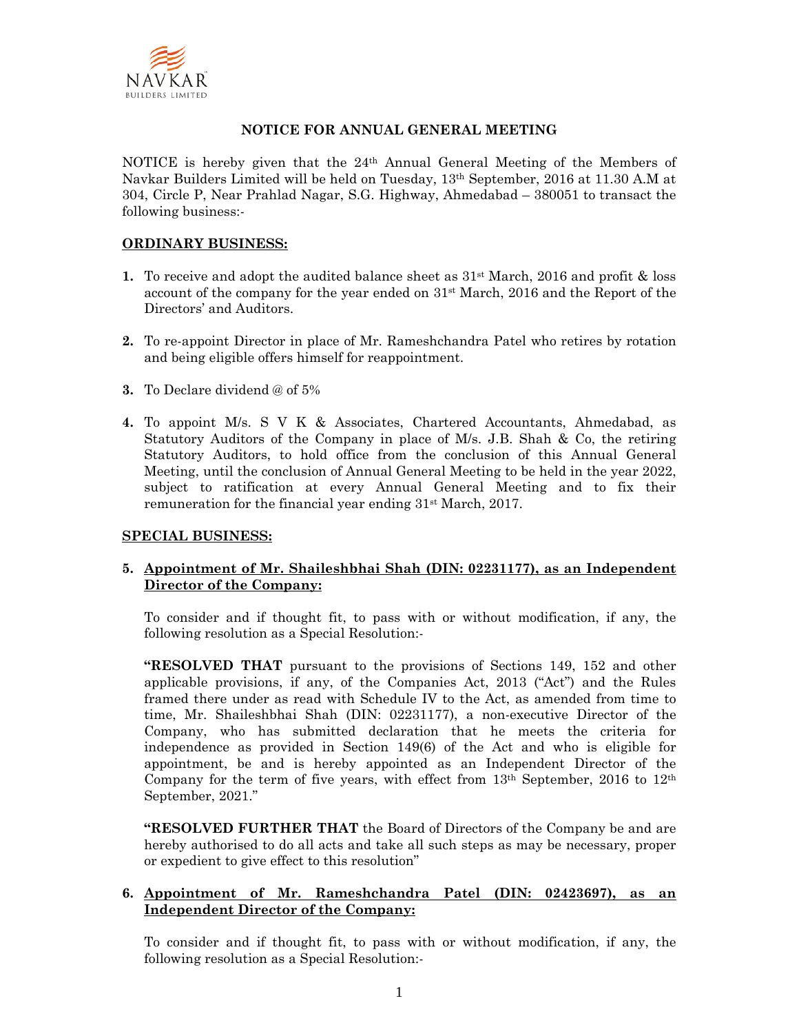NAVKAR BUILDERS LIMITED

## NOTICE FOR ANNUAL GENERAL MEETING

NOTICE is hereby given that the 24th Annual General Meeting of the Members of Navkar Builders Limited will be held on Tuesday, 13th September, 2016 at 11.30 A.M at 304, Circle P, Near Prahlad Nagar, S.G. Highway, Ahmedabad – 380051 to transact the following business:-

### ORDINARY BUSINESS:

1. To receive and adopt the audited balance sheet as 31st March, 2016 and profit & loss account of the company for the year ended on 31st March, 2016 and the Report of the Directors' and Auditors.

2. To re-appoint Director in place of Mr. Rameshchandra Patel who retires by rotation and being eligible offers himself for reappointment.

3. To Declare dividend @ of 5%

4. To appoint M/s. S V K & Associates, Chartered Accountants, Ahmedabad, as Statutory Auditors of the Company in place of M/s. J.B. Shah & Co, the retiring Statutory Auditors, to hold office from the conclusion of this Annual General Meeting, until the conclusion of Annual General Meeting to be held in the year 2022, subject to ratification at every Annual General Meeting and to fix their remuneration for the financial year ending 31st March, 2017.

### SPECIAL BUSINESS:

5. **Appointment of Mr. Shaileshbhai Shah (DIN: 02231177), as an Independent Director of the Company:**

   To consider and if thought fit, to pass with or without modification, if any, the following resolution as a Special Resolution:-

   **"RESOLVED THAT** pursuant to the provisions of Sections 149, 152 and other applicable provisions, if any, of the Companies Act, 2013 ("Act") and the Rules framed there under as read with Schedule IV to the Act, as amended from time to time, Mr. Shaileshbhai Shah (DIN: 02231177), a non-executive Director of the Company, who has submitted declaration that he meets the criteria for independence as provided in Section 149(6) of the Act and who is eligible for appointment, be and is hereby appointed as an Independent Director of the Company for the term of five years, with effect from 13th September, 2016 to 12th September, 2021."

   **"RESOLVED FURTHER THAT** the Board of Directors of the Company be and are hereby authorised to do all acts and take all such steps as may be necessary, proper or expedient to give effect to this resolution"

6. **Appointment of Mr. Rameshchandra Patel (DIN: 02423697), as an Independent Director of the Company:**

   To consider and if thought fit, to pass with or without modification, if any, the following resolution as a Special Resolution:-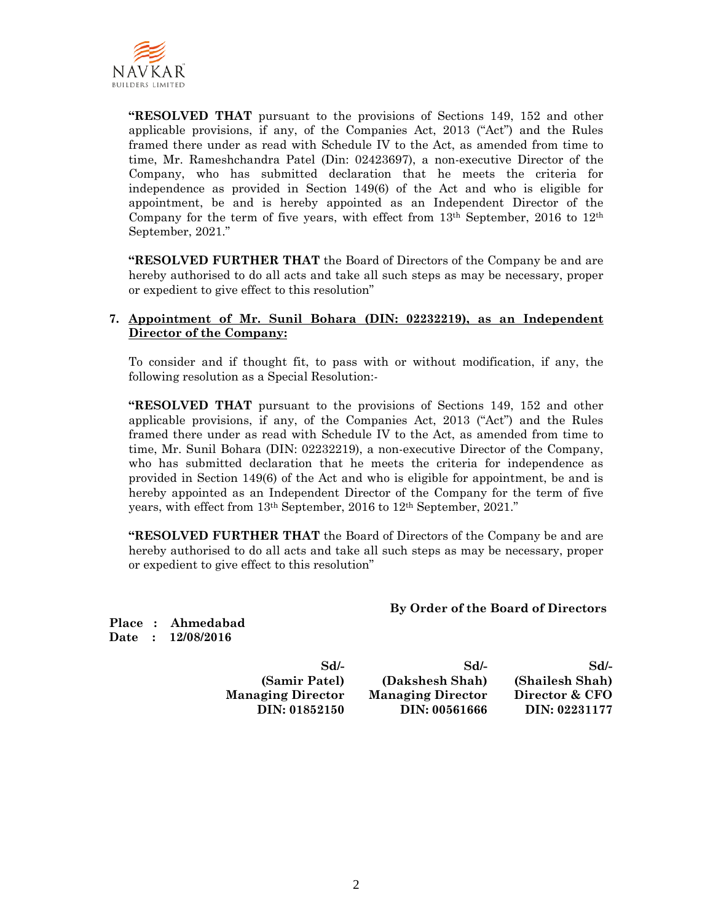**"RESOLVED THAT** pursuant to the provisions of Sections 149, 152 and other applicable provisions, if any, of the Companies Act, 2013 ("Act") and the Rules framed there under as read with Schedule IV to the Act, as amended from time to time, Mr. Rameshchandra Patel (Din: 02423697), a non-executive Director of the Company, who has submitted declaration that he meets the criteria for independence as provided in Section 149(6) of the Act and who is eligible for appointment, be and is hereby appointed as an Independent Director of the Company for the term of five years, with effect from 13th September, 2016 to 12th September, 2021."

**"RESOLVED FURTHER THAT** the Board of Directors of the Company be and are hereby authorised to do all acts and take all such steps as may be necessary, proper or expedient to give effect to this resolution"

**7. Appointment of Mr. Sunil Bohara (DIN: 02232219), as an Independent Director of the Company:**

To consider and if thought fit, to pass with or without modification, if any, the following resolution as a Special Resolution:-

**"RESOLVED THAT** pursuant to the provisions of Sections 149, 152 and other applicable provisions, if any, of the Companies Act, 2013 ("Act") and the Rules framed there under as read with Schedule IV to the Act, as amended from time to time, Mr. Sunil Bohara (DIN: 02232219), a non-executive Director of the Company, who has submitted declaration that he meets the criteria for independence as provided in Section 149(6) of the Act and who is eligible for appointment, be and is hereby appointed as an Independent Director of the Company for the term of five years, with effect from 13th September, 2016 to 12th September, 2021."

**"RESOLVED FURTHER THAT** the Board of Directors of the Company be and are hereby authorised to do all acts and take all such steps as may be necessary, proper or expedient to give effect to this resolution"

**By Order of the Board of Directors**

**Place : Ahmedabad**
**Date : 12/08/2016**

| Sd/- | Sd/- | Sd/- |
|---|---|---|
| **(Samir Patel)** | **(Dakshesh Shah)** | **(Shailesh Shah)** |
| **Managing Director** | **Managing Director** | **Director & CFO** |
| **DIN: 01852150** | **DIN: 00561666** | **DIN: 02231177** |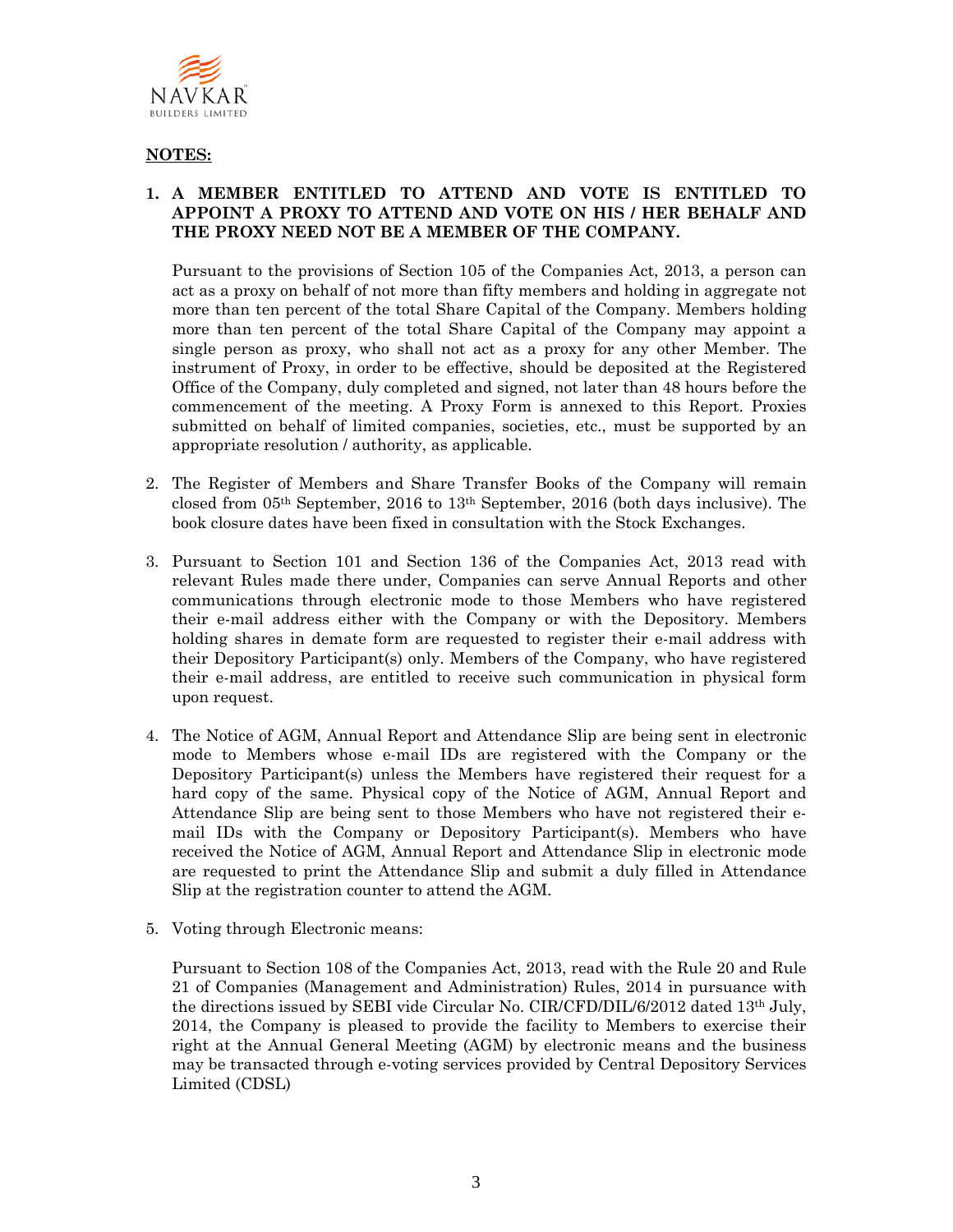## NOTES:

1. **A MEMBER ENTITLED TO ATTEND AND VOTE IS ENTITLED TO APPOINT A PROXY TO ATTEND AND VOTE ON HIS / HER BEHALF AND THE PROXY NEED NOT BE A MEMBER OF THE COMPANY.**

   Pursuant to the provisions of Section 105 of the Companies Act, 2013, a person can act as a proxy on behalf of not more than fifty members and holding in aggregate not more than ten percent of the total Share Capital of the Company. Members holding more than ten percent of the total Share Capital of the Company may appoint a single person as proxy, who shall not act as a proxy for any other Member. The instrument of Proxy, in order to be effective, should be deposited at the Registered Office of the Company, duly completed and signed, not later than 48 hours before the commencement of the meeting. A Proxy Form is annexed to this Report. Proxies submitted on behalf of limited companies, societies, etc., must be supported by an appropriate resolution / authority, as applicable.

2. The Register of Members and Share Transfer Books of the Company will remain closed from 05th September, 2016 to 13th September, 2016 (both days inclusive). The book closure dates have been fixed in consultation with the Stock Exchanges.

3. Pursuant to Section 101 and Section 136 of the Companies Act, 2013 read with relevant Rules made there under, Companies can serve Annual Reports and other communications through electronic mode to those Members who have registered their e-mail address either with the Company or with the Depository. Members holding shares in demate form are requested to register their e-mail address with their Depository Participant(s) only. Members of the Company, who have registered their e-mail address, are entitled to receive such communication in physical form upon request.

4. The Notice of AGM, Annual Report and Attendance Slip are being sent in electronic mode to Members whose e-mail IDs are registered with the Company or the Depository Participant(s) unless the Members have registered their request for a hard copy of the same. Physical copy of the Notice of AGM, Annual Report and Attendance Slip are being sent to those Members who have not registered their e-mail IDs with the Company or Depository Participant(s). Members who have received the Notice of AGM, Annual Report and Attendance Slip in electronic mode are requested to print the Attendance Slip and submit a duly filled in Attendance Slip at the registration counter to attend the AGM.

5. Voting through Electronic means:

   Pursuant to Section 108 of the Companies Act, 2013, read with the Rule 20 and Rule 21 of Companies (Management and Administration) Rules, 2014 in pursuance with the directions issued by SEBI vide Circular No. CIR/CFD/DIL/6/2012 dated 13th July, 2014, the Company is pleased to provide the facility to Members to exercise their right at the Annual General Meeting (AGM) by electronic means and the business may be transacted through e-voting services provided by Central Depository Services Limited (CDSL)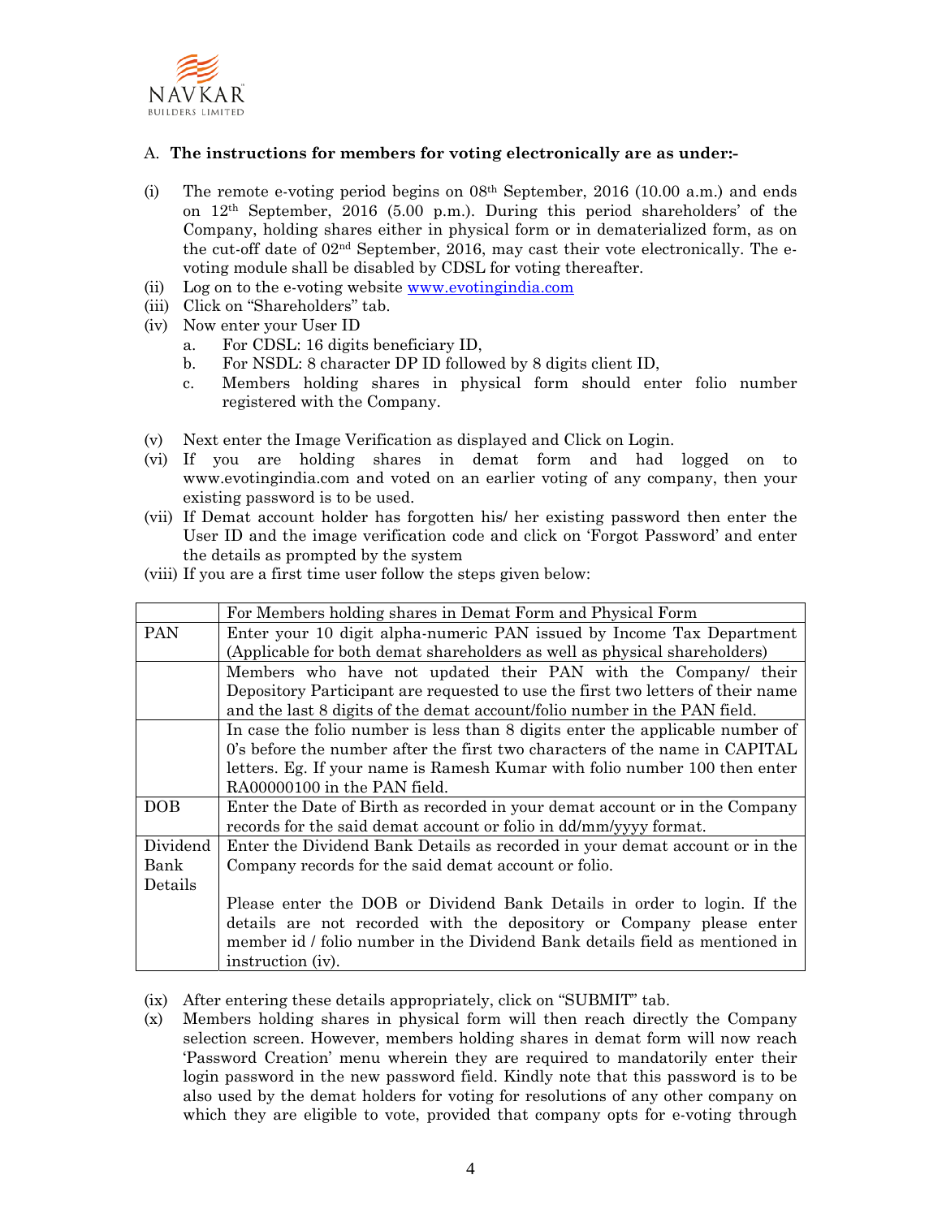A. **The instructions for members for voting electronically are as under:-**

(i) The remote e-voting period begins on 08th September, 2016 (10.00 a.m.) and ends on 12th September, 2016 (5.00 p.m.). During this period shareholders' of the Company, holding shares either in physical form or in dematerialized form, as on the cut-off date of 02nd September, 2016, may cast their vote electronically. The e-voting module shall be disabled by CDSL for voting thereafter.

(ii) Log on to the e-voting website www.evotingindia.com

(iii) Click on "Shareholders" tab.

(iv) Now enter your User ID
  a. For CDSL: 16 digits beneficiary ID,
  b. For NSDL: 8 character DP ID followed by 8 digits client ID,
  c. Members holding shares in physical form should enter folio number registered with the Company.

(v) Next enter the Image Verification as displayed and Click on Login.

(vi) If you are holding shares in demat form and had logged on to www.evotingindia.com and voted on an earlier voting of any company, then your existing password is to be used.

(vii) If Demat account holder has forgotten his/ her existing password then enter the User ID and the image verification code and click on 'Forgot Password' and enter the details as prompted by the system

(viii) If you are a first time user follow the steps given below:

| | For Members holding shares in Demat Form and Physical Form |
|---|---|
| PAN | Enter your 10 digit alpha-numeric PAN issued by Income Tax Department (Applicable for both demat shareholders as well as physical shareholders) |
| | Members who have not updated their PAN with the Company/ their Depository Participant are requested to use the first two letters of their name and the last 8 digits of the demat account/folio number in the PAN field. |
| | In case the folio number is less than 8 digits enter the applicable number of 0's before the number after the first two characters of the name in CAPITAL letters. Eg. If your name is Ramesh Kumar with folio number 100 then enter RA00000100 in the PAN field. |
| DOB | Enter the Date of Birth as recorded in your demat account or in the Company records for the said demat account or folio in dd/mm/yyyy format. |
| Dividend Bank Details | Enter the Dividend Bank Details as recorded in your demat account or in the Company records for the said demat account or folio.<br><br>Please enter the DOB or Dividend Bank Details in order to login. If the details are not recorded with the depository or Company please enter member id / folio number in the Dividend Bank details field as mentioned in instruction (iv). |

(ix) After entering these details appropriately, click on "SUBMIT" tab.

(x) Members holding shares in physical form will then reach directly the Company selection screen. However, members holding shares in demat form will now reach 'Password Creation' menu wherein they are required to mandatorily enter their login password in the new password field. Kindly note that this password is to be also used by the demat holders for voting for resolutions of any other company on which they are eligible to vote, provided that company opts for e-voting through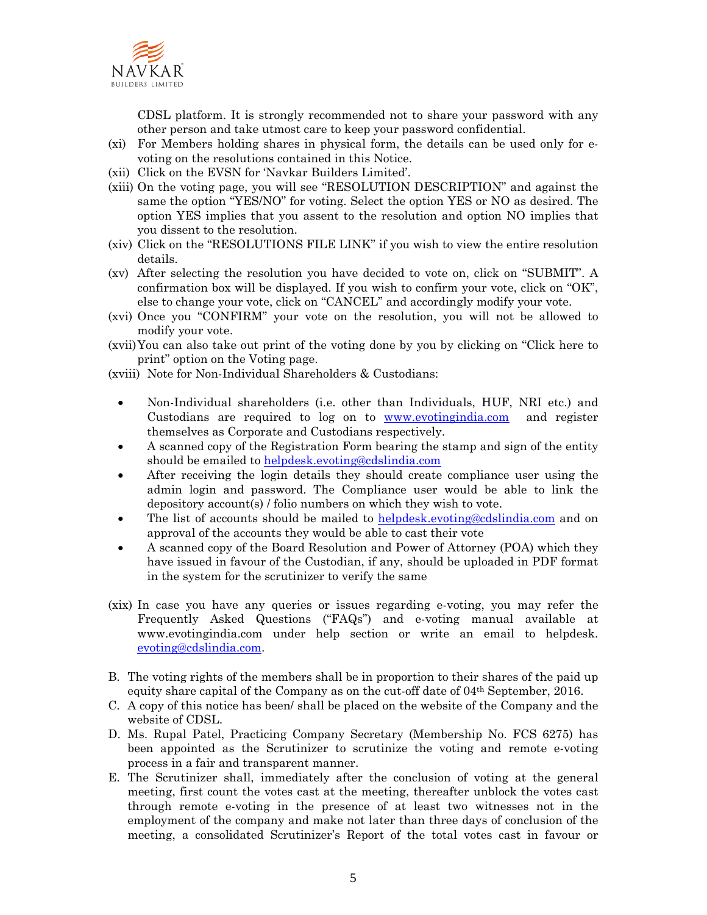CDSL platform. It is strongly recommended not to share your password with any other person and take utmost care to keep your password confidential.

(xi) For Members holding shares in physical form, the details can be used only for e-voting on the resolutions contained in this Notice.

(xii) Click on the EVSN for 'Navkar Builders Limited'.

(xiii) On the voting page, you will see "RESOLUTION DESCRIPTION" and against the same the option "YES/NO" for voting. Select the option YES or NO as desired. The option YES implies that you assent to the resolution and option NO implies that you dissent to the resolution.

(xiv) Click on the "RESOLUTIONS FILE LINK" if you wish to view the entire resolution details.

(xv) After selecting the resolution you have decided to vote on, click on "SUBMIT". A confirmation box will be displayed. If you wish to confirm your vote, click on "OK", else to change your vote, click on "CANCEL" and accordingly modify your vote.

(xvi) Once you "CONFIRM" your vote on the resolution, you will not be allowed to modify your vote.

(xvii) You can also take out print of the voting done by you by clicking on "Click here to print" option on the Voting page.

(xviii) Note for Non-Individual Shareholders & Custodians:

- Non-Individual shareholders (i.e. other than Individuals, HUF, NRI etc.) and Custodians are required to log on to www.evotingindia.com and register themselves as Corporate and Custodians respectively.
- A scanned copy of the Registration Form bearing the stamp and sign of the entity should be emailed to helpdesk.evoting@cdslindia.com
- After receiving the login details they should create compliance user using the admin login and password. The Compliance user would be able to link the depository account(s) / folio numbers on which they wish to vote.
- The list of accounts should be mailed to helpdesk.evoting@cdslindia.com and on approval of the accounts they would be able to cast their vote
- A scanned copy of the Board Resolution and Power of Attorney (POA) which they have issued in favour of the Custodian, if any, should be uploaded in PDF format in the system for the scrutinizer to verify the same

(xix) In case you have any queries or issues regarding e-voting, you may refer the Frequently Asked Questions ("FAQs") and e-voting manual available at www.evotingindia.com under help section or write an email to helpdesk.evoting@cdslindia.com.

B. The voting rights of the members shall be in proportion to their shares of the paid up equity share capital of the Company as on the cut-off date of 04th September, 2016.

C. A copy of this notice has been/ shall be placed on the website of the Company and the website of CDSL.

D. Ms. Rupal Patel, Practicing Company Secretary (Membership No. FCS 6275) has been appointed as the Scrutinizer to scrutinize the voting and remote e-voting process in a fair and transparent manner.

E. The Scrutinizer shall, immediately after the conclusion of voting at the general meeting, first count the votes cast at the meeting, thereafter unblock the votes cast through remote e-voting in the presence of at least two witnesses not in the employment of the company and make not later than three days of conclusion of the meeting, a consolidated Scrutinizer's Report of the total votes cast in favour or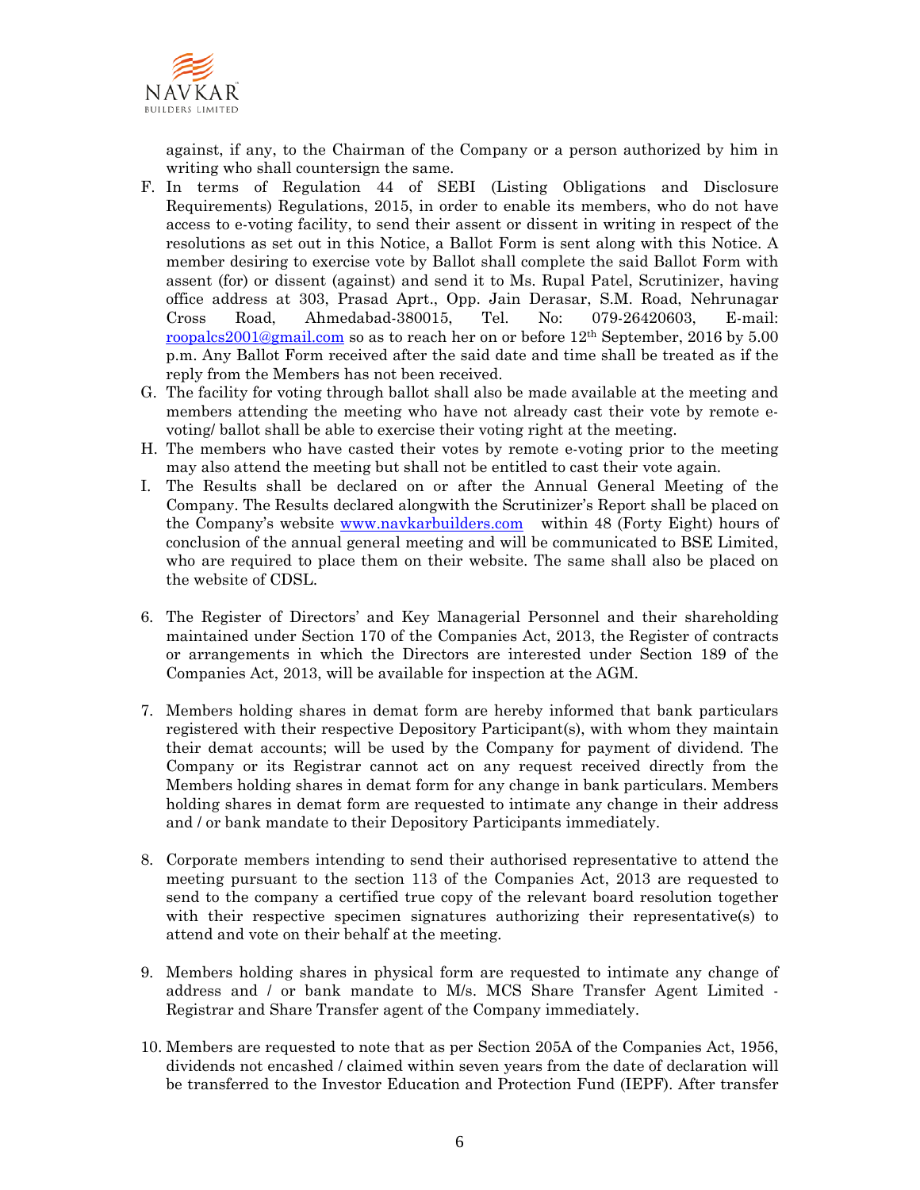against, if any, to the Chairman of the Company or a person authorized by him in writing who shall countersign the same.

F. In terms of Regulation 44 of SEBI (Listing Obligations and Disclosure Requirements) Regulations, 2015, in order to enable its members, who do not have access to e-voting facility, to send their assent or dissent in writing in respect of the resolutions as set out in this Notice, a Ballot Form is sent along with this Notice. A member desiring to exercise vote by Ballot shall complete the said Ballot Form with assent (for) or dissent (against) and send it to Ms. Rupal Patel, Scrutinizer, having office address at 303, Prasad Aprt., Opp. Jain Derasar, S.M. Road, Nehrunagar Cross Road, Ahmedabad-380015, Tel. No: 079-26420603, E-mail: roopalcs2001@gmail.com so as to reach her on or before 12th September, 2016 by 5.00 p.m. Any Ballot Form received after the said date and time shall be treated as if the reply from the Members has not been received.

G. The facility for voting through ballot shall also be made available at the meeting and members attending the meeting who have not already cast their vote by remote e-voting/ ballot shall be able to exercise their voting right at the meeting.

H. The members who have casted their votes by remote e-voting prior to the meeting may also attend the meeting but shall not be entitled to cast their vote again.

I. The Results shall be declared on or after the Annual General Meeting of the Company. The Results declared alongwith the Scrutinizer's Report shall be placed on the Company's website www.navkarbuilders.com within 48 (Forty Eight) hours of conclusion of the annual general meeting and will be communicated to BSE Limited, who are required to place them on their website. The same shall also be placed on the website of CDSL.

6. The Register of Directors' and Key Managerial Personnel and their shareholding maintained under Section 170 of the Companies Act, 2013, the Register of contracts or arrangements in which the Directors are interested under Section 189 of the Companies Act, 2013, will be available for inspection at the AGM.

7. Members holding shares in demat form are hereby informed that bank particulars registered with their respective Depository Participant(s), with whom they maintain their demat accounts; will be used by the Company for payment of dividend. The Company or its Registrar cannot act on any request received directly from the Members holding shares in demat form for any change in bank particulars. Members holding shares in demat form are requested to intimate any change in their address and / or bank mandate to their Depository Participants immediately.

8. Corporate members intending to send their authorised representative to attend the meeting pursuant to the section 113 of the Companies Act, 2013 are requested to send to the company a certified true copy of the relevant board resolution together with their respective specimen signatures authorizing their representative(s) to attend and vote on their behalf at the meeting.

9. Members holding shares in physical form are requested to intimate any change of address and / or bank mandate to M/s. MCS Share Transfer Agent Limited - Registrar and Share Transfer agent of the Company immediately.

10. Members are requested to note that as per Section 205A of the Companies Act, 1956, dividends not encashed / claimed within seven years from the date of declaration will be transferred to the Investor Education and Protection Fund (IEPF). After transfer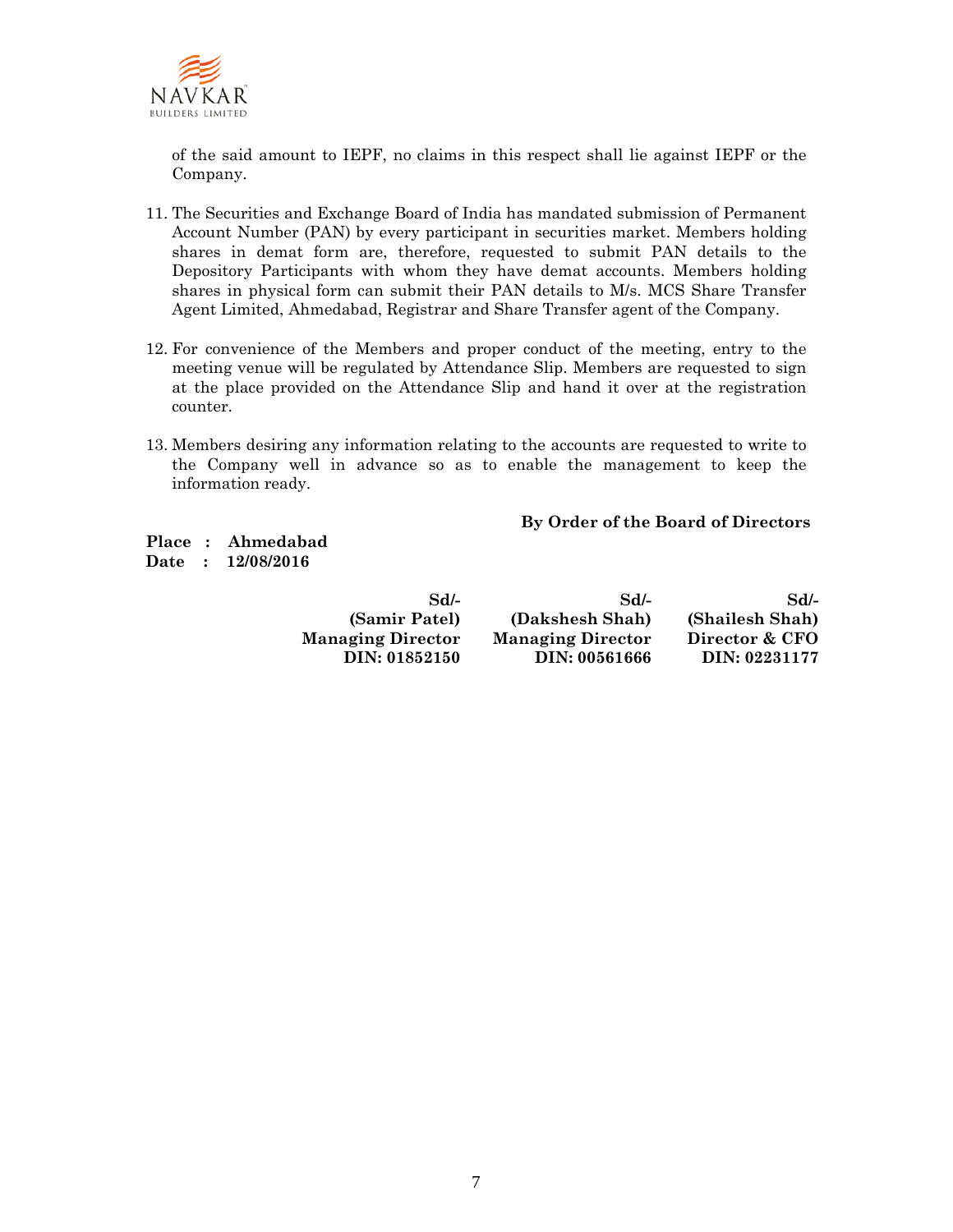of the said amount to IEPF, no claims in this respect shall lie against IEPF or the Company.

11. The Securities and Exchange Board of India has mandated submission of Permanent Account Number (PAN) by every participant in securities market. Members holding shares in demat form are, therefore, requested to submit PAN details to the Depository Participants with whom they have demat accounts. Members holding shares in physical form can submit their PAN details to M/s. MCS Share Transfer Agent Limited, Ahmedabad, Registrar and Share Transfer agent of the Company.

12. For convenience of the Members and proper conduct of the meeting, entry to the meeting venue will be regulated by Attendance Slip. Members are requested to sign at the place provided on the Attendance Slip and hand it over at the registration counter.

13. Members desiring any information relating to the accounts are requested to write to the Company well in advance so as to enable the management to keep the information ready.

**By Order of the Board of Directors**

**Place : Ahmedabad**
**Date : 12/08/2016**

| Sd/- | Sd/- | Sd/- |
|---|---|---|
| **(Samir Patel)** | **(Dakshesh Shah)** | **(Shailesh Shah)** |
| **Managing Director** | **Managing Director** | **Director & CFO** |
| **DIN: 01852150** | **DIN: 00561666** | **DIN: 02231177** |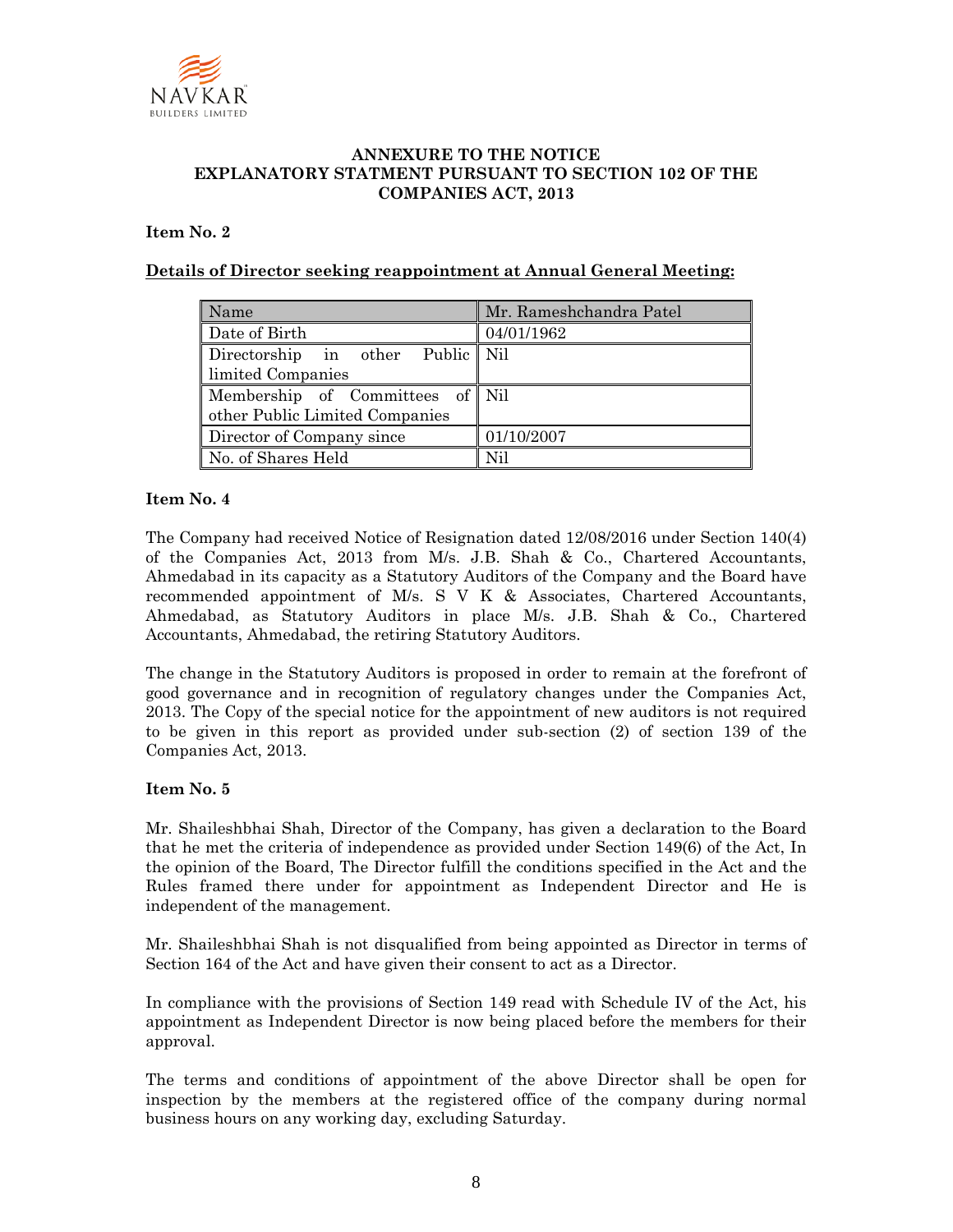## ANNEXURE TO THE NOTICE
## EXPLANATORY STATMENT PURSUANT TO SECTION 102 OF THE COMPANIES ACT, 2013

**Item No. 2**

**Details of Director seeking reappointment at Annual General Meeting:**

| Name | Mr. Rameshchandra Patel |
|---|---|
| Date of Birth | 04/01/1962 |
| Directorship in other Public limited Companies | Nil |
| Membership of Committees of other Public Limited Companies | Nil |
| Director of Company since | 01/10/2007 |
| No. of Shares Held | Nil |

**Item No. 4**

The Company had received Notice of Resignation dated 12/08/2016 under Section 140(4) of the Companies Act, 2013 from M/s. J.B. Shah & Co., Chartered Accountants, Ahmedabad in its capacity as a Statutory Auditors of the Company and the Board have recommended appointment of M/s. S V K & Associates, Chartered Accountants, Ahmedabad, as Statutory Auditors in place M/s. J.B. Shah & Co., Chartered Accountants, Ahmedabad, the retiring Statutory Auditors.

The change in the Statutory Auditors is proposed in order to remain at the forefront of good governance and in recognition of regulatory changes under the Companies Act, 2013. The Copy of the special notice for the appointment of new auditors is not required to be given in this report as provided under sub-section (2) of section 139 of the Companies Act, 2013.

**Item No. 5**

Mr. Shaileshbhai Shah, Director of the Company, has given a declaration to the Board that he met the criteria of independence as provided under Section 149(6) of the Act, In the opinion of the Board, The Director fulfill the conditions specified in the Act and the Rules framed there under for appointment as Independent Director and He is independent of the management.

Mr. Shaileshbhai Shah is not disqualified from being appointed as Director in terms of Section 164 of the Act and have given their consent to act as a Director.

In compliance with the provisions of Section 149 read with Schedule IV of the Act, his appointment as Independent Director is now being placed before the members for their approval.

The terms and conditions of appointment of the above Director shall be open for inspection by the members at the registered office of the company during normal business hours on any working day, excluding Saturday.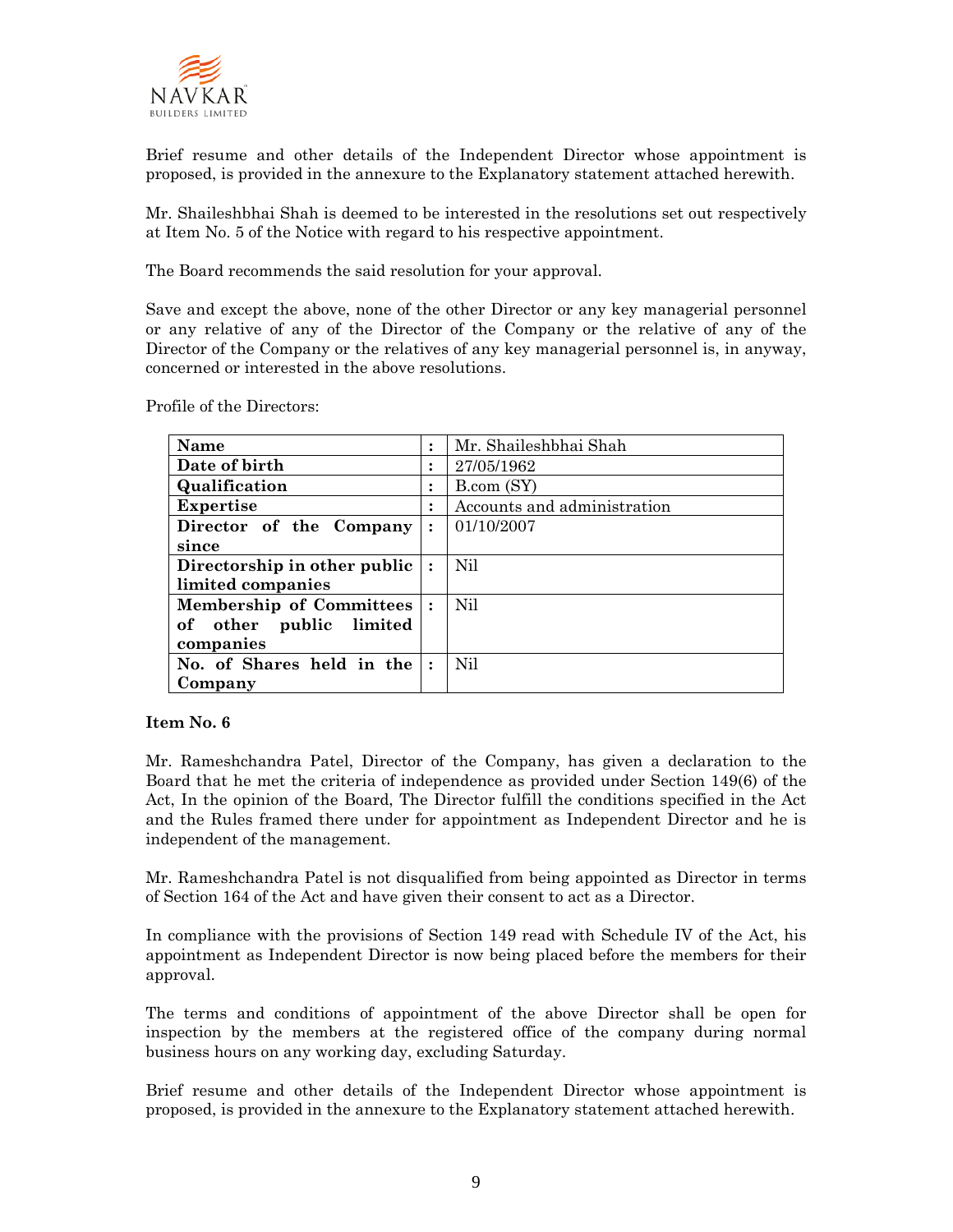Brief resume and other details of the Independent Director whose appointment is proposed, is provided in the annexure to the Explanatory statement attached herewith.

Mr. Shaileshbhai Shah is deemed to be interested in the resolutions set out respectively at Item No. 5 of the Notice with regard to his respective appointment.

The Board recommends the said resolution for your approval.

Save and except the above, none of the other Director or any key managerial personnel or any relative of any of the Director of the Company or the relative of any of the Director of the Company or the relatives of any key managerial personnel is, in anyway, concerned or interested in the above resolutions.

Profile of the Directors:

| **Name** | : | Mr. Shaileshbhai Shah |
|---|---|---|
| **Date of birth** | : | 27/05/1962 |
| **Qualification** | : | B.com (SY) |
| **Expertise** | : | Accounts and administration |
| **Director of the Company since** | : | 01/10/2007 |
| **Directorship in other public limited companies** | : | Nil |
| **Membership of Committees of other public limited companies** | : | Nil |
| **No. of Shares held in the Company** | : | Nil |

**Item No. 6**

Mr. Rameshchandra Patel, Director of the Company, has given a declaration to the Board that he met the criteria of independence as provided under Section 149(6) of the Act, In the opinion of the Board, The Director fulfill the conditions specified in the Act and the Rules framed there under for appointment as Independent Director and he is independent of the management.

Mr. Rameshchandra Patel is not disqualified from being appointed as Director in terms of Section 164 of the Act and have given their consent to act as a Director.

In compliance with the provisions of Section 149 read with Schedule IV of the Act, his appointment as Independent Director is now being placed before the members for their approval.

The terms and conditions of appointment of the above Director shall be open for inspection by the members at the registered office of the company during normal business hours on any working day, excluding Saturday.

Brief resume and other details of the Independent Director whose appointment is proposed, is provided in the annexure to the Explanatory statement attached herewith.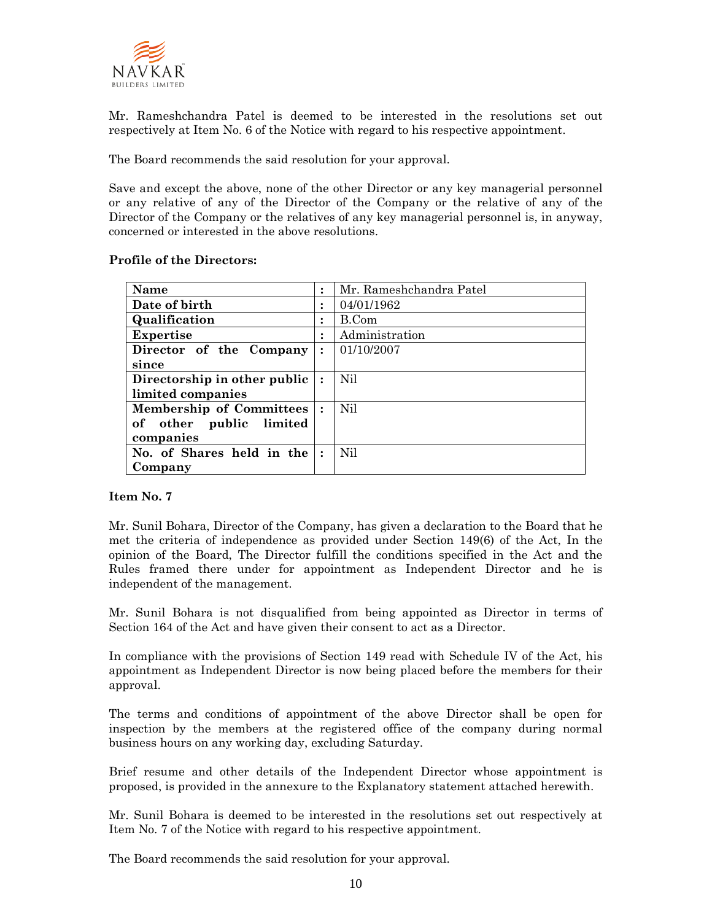Mr. Rameshchandra Patel is deemed to be interested in the resolutions set out respectively at Item No. 6 of the Notice with regard to his respective appointment.

The Board recommends the said resolution for your approval.

Save and except the above, none of the other Director or any key managerial personnel or any relative of any of the Director of the Company or the relative of any of the Director of the Company or the relatives of any key managerial personnel is, in anyway, concerned or interested in the above resolutions.

**Profile of the Directors:**

| **Name** | : | Mr. Rameshchandra Patel |
|---|---|---|
| **Date of birth** | : | 04/01/1962 |
| **Qualification** | : | B.Com |
| **Expertise** | : | Administration |
| **Director of the Company since** | : | 01/10/2007 |
| **Directorship in other public limited companies** | : | Nil |
| **Membership of Committees of other public limited companies** | : | Nil |
| **No. of Shares held in the Company** | : | Nil |

**Item No. 7**

Mr. Sunil Bohara, Director of the Company, has given a declaration to the Board that he met the criteria of independence as provided under Section 149(6) of the Act, In the opinion of the Board, The Director fulfill the conditions specified in the Act and the Rules framed there under for appointment as Independent Director and he is independent of the management.

Mr. Sunil Bohara is not disqualified from being appointed as Director in terms of Section 164 of the Act and have given their consent to act as a Director.

In compliance with the provisions of Section 149 read with Schedule IV of the Act, his appointment as Independent Director is now being placed before the members for their approval.

The terms and conditions of appointment of the above Director shall be open for inspection by the members at the registered office of the company during normal business hours on any working day, excluding Saturday.

Brief resume and other details of the Independent Director whose appointment is proposed, is provided in the annexure to the Explanatory statement attached herewith.

Mr. Sunil Bohara is deemed to be interested in the resolutions set out respectively at Item No. 7 of the Notice with regard to his respective appointment.

The Board recommends the said resolution for your approval.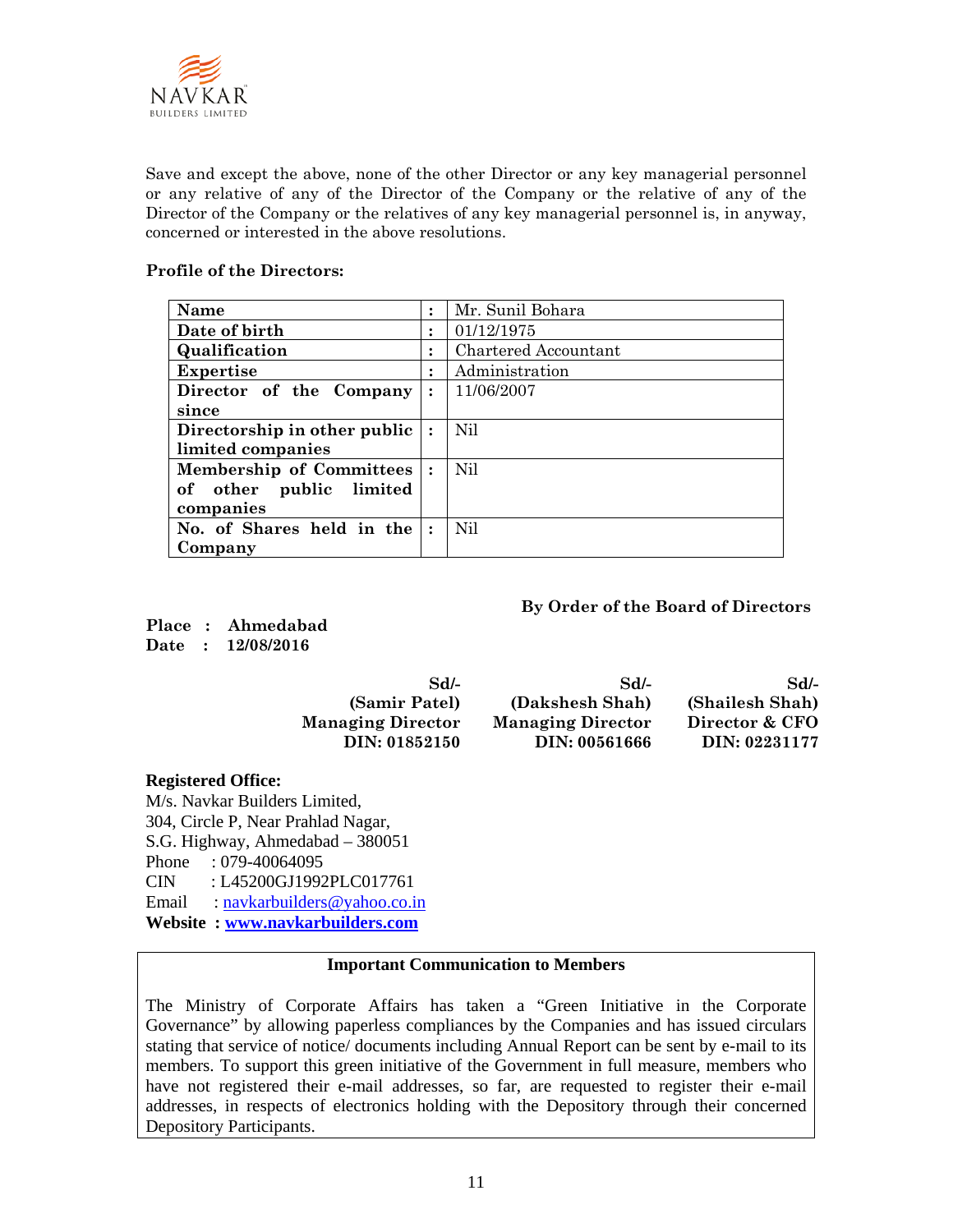Save and except the above, none of the other Director or any key managerial personnel or any relative of any of the Director of the Company or the relative of any of the Director of the Company or the relatives of any key managerial personnel is, in anyway, concerned or interested in the above resolutions.

**Profile of the Directors:**

| | | |
|---|---|---|
| **Name** | : | Mr. Sunil Bohara |
| **Date of birth** | : | 01/12/1975 |
| **Qualification** | : | Chartered Accountant |
| **Expertise** | : | Administration |
| **Director of the Company since** | : | 11/06/2007 |
| **Directorship in other public limited companies** | : | Nil |
| **Membership of Committees of other public limited companies** | : | Nil |
| **No. of Shares held in the Company** | : | Nil |

**By Order of the Board of Directors**

**Place : Ahmedabad**
**Date : 12/08/2016**

| | | |
|---|---|---|
| **Sd/-** | **Sd/-** | **Sd/-** |
| **(Samir Patel)** | **(Dakshesh Shah)** | **(Shailesh Shah)** |
| **Managing Director** | **Managing Director** | **Director & CFO** |
| **DIN: 01852150** | **DIN: 00561666** | **DIN: 02231177** |

**Registered Office:**
M/s. Navkar Builders Limited,
304, Circle P, Near Prahlad Nagar,
S.G. Highway, Ahmedabad – 380051
Phone : 079-40064095
CIN : L45200GJ1992PLC017761
Email : navkarbuilders@yahoo.co.in
**Website : www.navkarbuilders.com**

**Important Communication to Members**

The Ministry of Corporate Affairs has taken a "Green Initiative in the Corporate Governance" by allowing paperless compliances by the Companies and has issued circulars stating that service of notice/ documents including Annual Report can be sent by e-mail to its members. To support this green initiative of the Government in full measure, members who have not registered their e-mail addresses, so far, are requested to register their e-mail addresses, in respects of electronics holding with the Depository through their concerned Depository Participants.